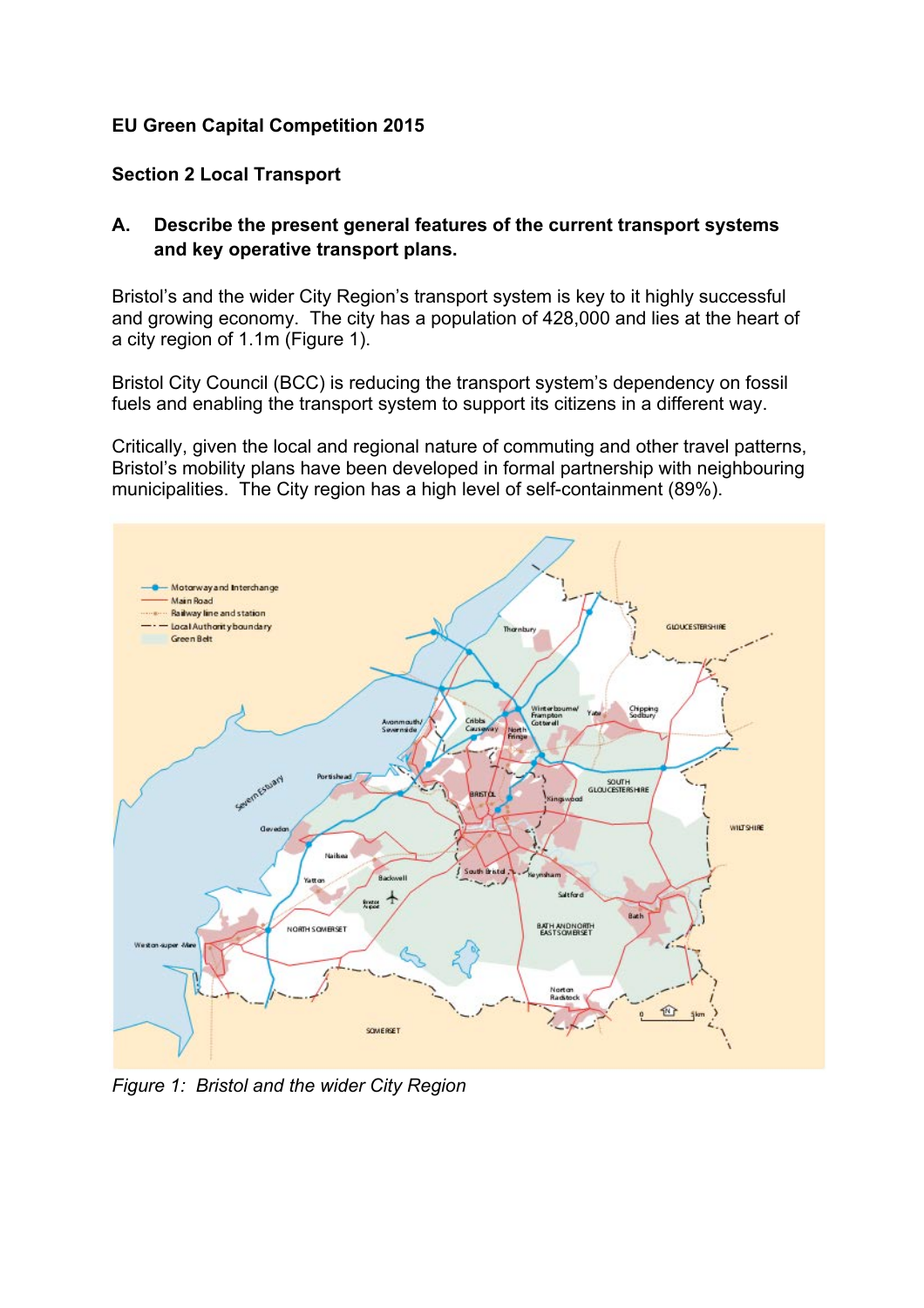**EU Green Capital Competition 2015**

**Section 2 Local Transport**

**A. Describe the present general features of the current transport systems and key operative transport plans.**

Bristol's and the wider City Region's transport system is key to it highly successful and growing economy. The city has a population of 428,000 and lies at the heart of a city region of 1.1m (Figure 1).

Bristol City Council (BCC) is reducing the transport system's dependency on fossil fuels and enabling the transport system to support its citizens in a different way.

Critically, given the local and regional nature of commuting and other travel patterns, Bristol's mobility plans have been developed in formal partnership with neighbouring municipalities. The City region has a high level of self-containment (89%).

*Figure 1: Bristol and the wider City Region*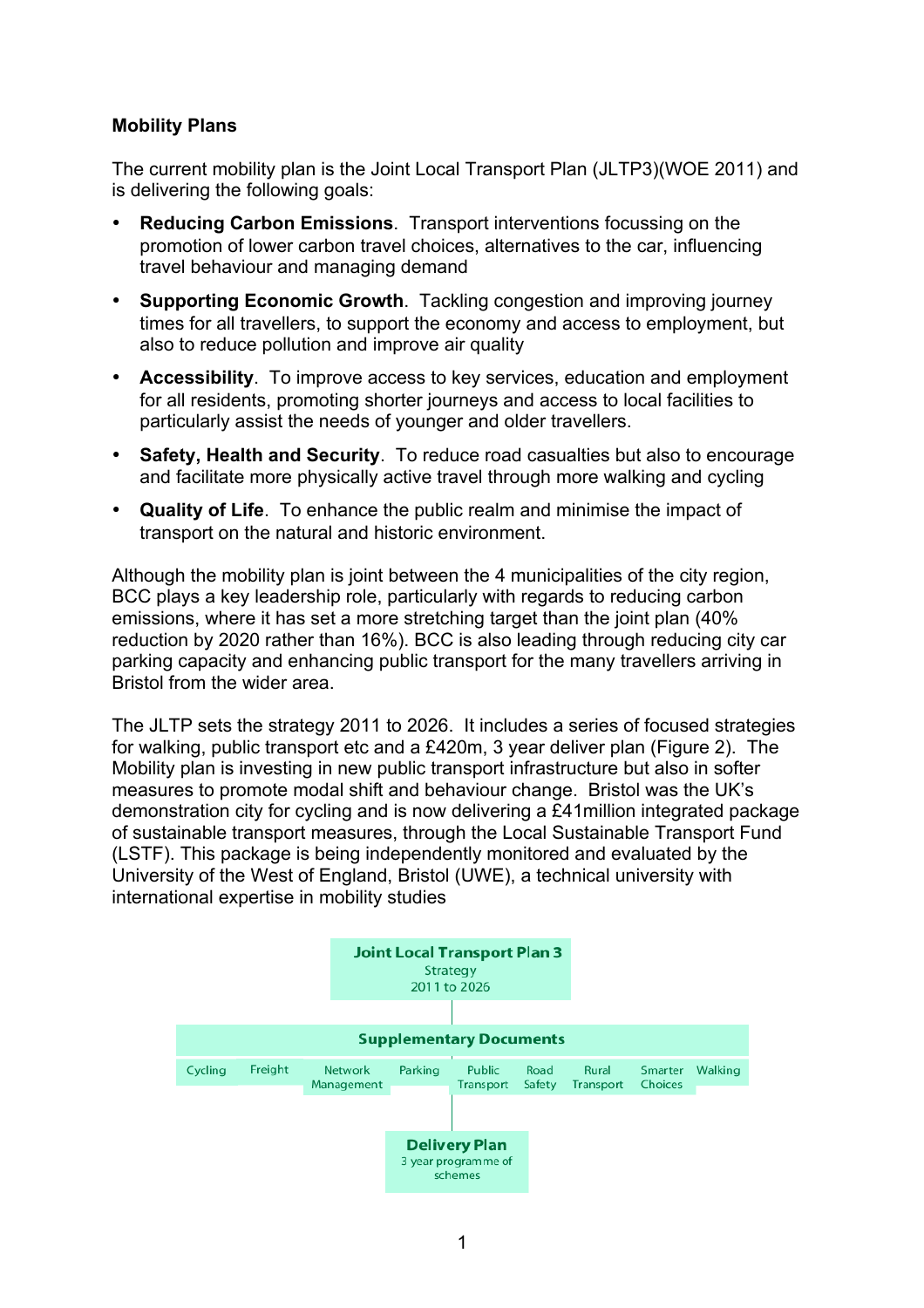**Mobility Plans**

The current mobility plan is the Joint Local Transport Plan (JLTP3)(WOE 2011) and is delivering the following goals:

- **Reducing Carbon Emissions**. Transport interventions focussing on the promotion of lower carbon travel choices, alternatives to the car, influencing travel behaviour and managing demand
- **Supporting Economic Growth**. Tackling congestion and improving journey times for all travellers, to support the economy and access to employment, but also to reduce pollution and improve air quality
- **Accessibility**. To improve access to key services, education and employment for all residents, promoting shorter journeys and access to local facilities to particularly assist the needs of younger and older travellers.
- **Safety, Health and Security**. To reduce road casualties but also to encourage and facilitate more physically active travel through more walking and cycling
- **Quality of Life**. To enhance the public realm and minimise the impact of transport on the natural and historic environment.

Although the mobility plan is joint between the 4 municipalities of the city region, BCC plays a key leadership role, particularly with regards to reducing carbon emissions, where it has set a more stretching target than the joint plan (40% reduction by 2020 rather than 16%). BCC is also leading through reducing city car parking capacity and enhancing public transport for the many travellers arriving in Bristol from the wider area.

The JLTP sets the strategy 2011 to 2026. It includes a series of focused strategies for walking, public transport etc and a £420m, 3 year deliver plan (Figure 2). The Mobility plan is investing in new public transport infrastructure but also in softer measures to promote modal shift and behaviour change. Bristol was the UK's demonstration city for cycling and is now delivering a £41million integrated package of sustainable transport measures, through the Local Sustainable Transport Fund (LSTF). This package is being independently monitored and evaluated by the University of the West of England, Bristol (UWE), a technical university with international expertise in mobility studies

**Joint Local Transport Plan 3**
Strategy
2011 to 2026

**Supplementary Documents**

| Cycling | Freight | Network Management | Parking | Public Transport | Road Safety | Rural Transport | Smarter Choices | Walking |
|---|---|---|---|---|---|---|---|---|

**Delivery Plan**
3 year programme of schemes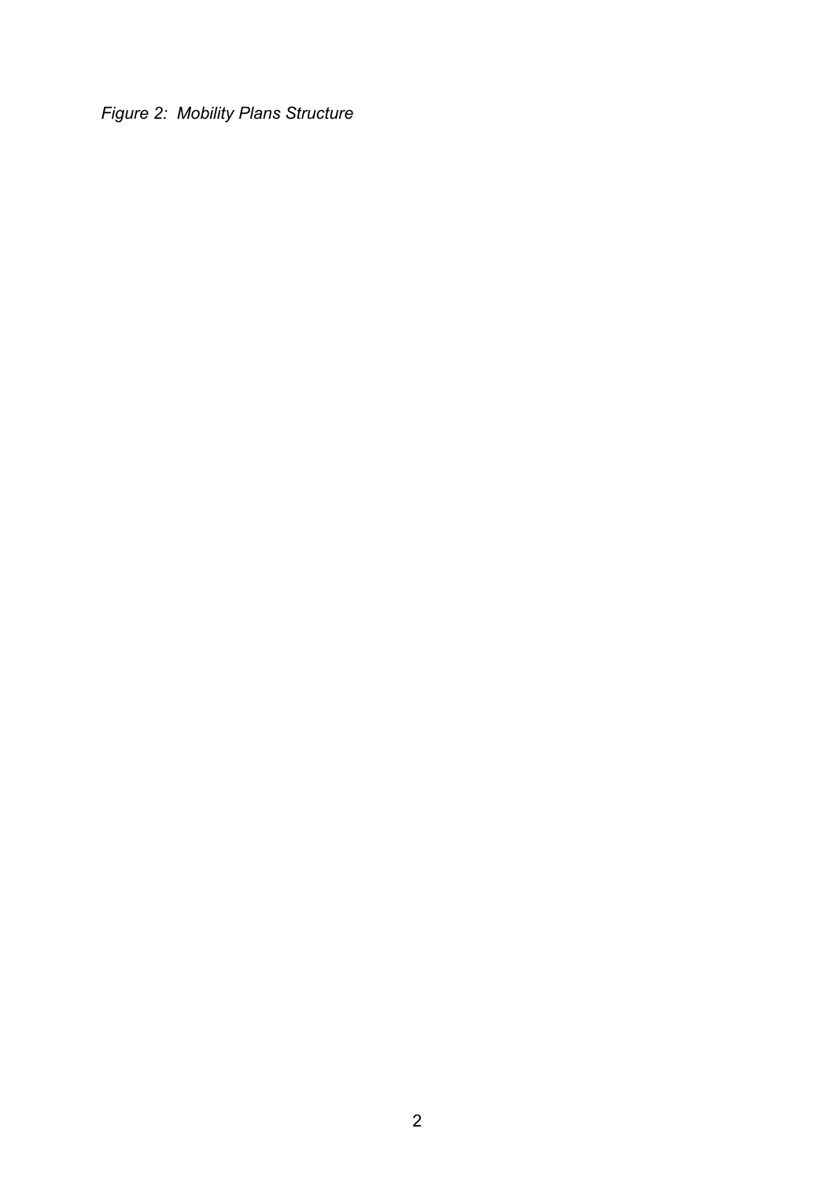*Figure 2: Mobility Plans Structure*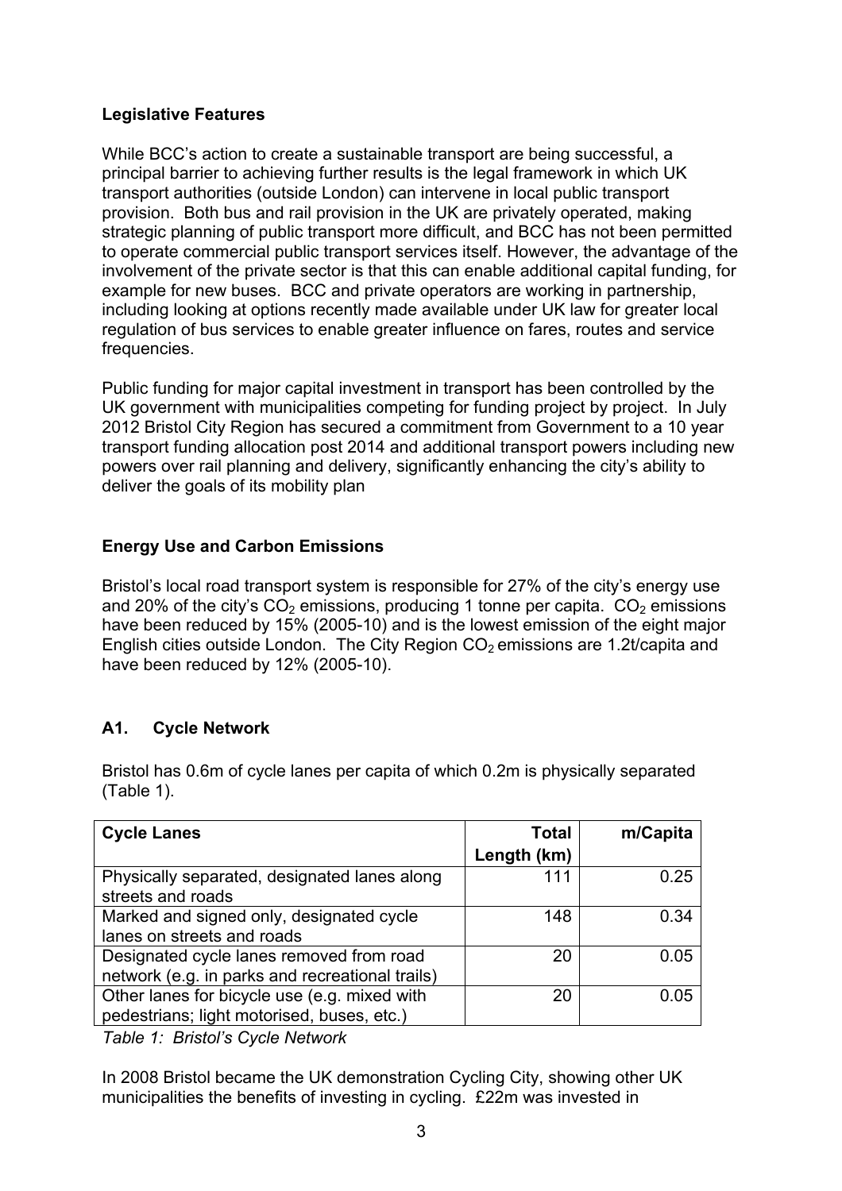**Legislative Features**

While BCC's action to create a sustainable transport are being successful, a principal barrier to achieving further results is the legal framework in which UK transport authorities (outside London) can intervene in local public transport provision. Both bus and rail provision in the UK are privately operated, making strategic planning of public transport more difficult, and BCC has not been permitted to operate commercial public transport services itself. However, the advantage of the involvement of the private sector is that this can enable additional capital funding, for example for new buses. BCC and private operators are working in partnership, including looking at options recently made available under UK law for greater local regulation of bus services to enable greater influence on fares, routes and service frequencies.

Public funding for major capital investment in transport has been controlled by the UK government with municipalities competing for funding project by project. In July 2012 Bristol City Region has secured a commitment from Government to a 10 year transport funding allocation post 2014 and additional transport powers including new powers over rail planning and delivery, significantly enhancing the city's ability to deliver the goals of its mobility plan

**Energy Use and Carbon Emissions**

Bristol's local road transport system is responsible for 27% of the city's energy use and 20% of the city's $CO_2$ emissions, producing 1 tonne per capita. $CO_2$ emissions have been reduced by 15% (2005-10) and is the lowest emission of the eight major English cities outside London. The City Region $CO_2$ emissions are 1.2t/capita and have been reduced by 12% (2005-10).

## A1. Cycle Network

Bristol has 0.6m of cycle lanes per capita of which 0.2m is physically separated (Table 1).

| Cycle Lanes | Total Length (km) | m/Capita |
|---|---|---|
| Physically separated, designated lanes along streets and roads | 111 | 0.25 |
| Marked and signed only, designated cycle lanes on streets and roads | 148 | 0.34 |
| Designated cycle lanes removed from road network (e.g. in parks and recreational trails) | 20 | 0.05 |
| Other lanes for bicycle use (e.g. mixed with pedestrians; light motorised, buses, etc.) | 20 | 0.05 |

*Table 1: Bristol's Cycle Network*

In 2008 Bristol became the UK demonstration Cycling City, showing other UK municipalities the benefits of investing in cycling. £22m was invested in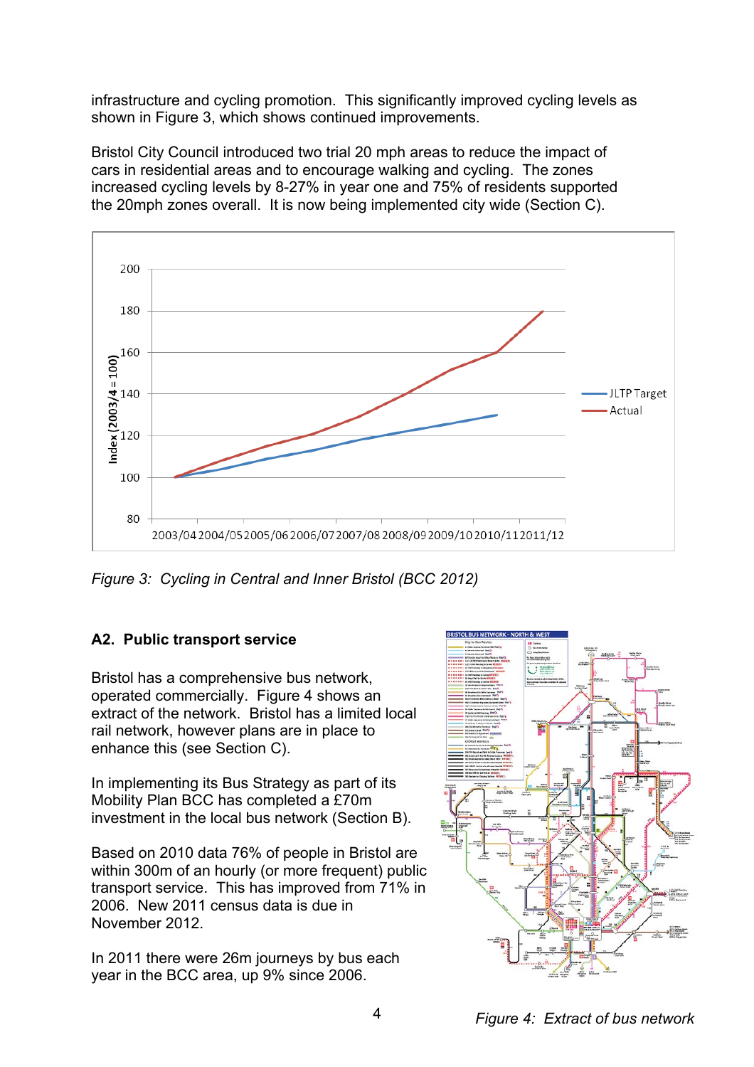infrastructure and cycling promotion. This significantly improved cycling levels as shown in Figure 3, which shows continued improvements.

Bristol City Council introduced two trial 20 mph areas to reduce the impact of cars in residential areas and to encourage walking and cycling. The zones increased cycling levels by 8-27% in year one and 75% of residents supported the 20mph zones overall. It is now being implemented city wide (Section C).

*Figure 3: Cycling in Central and Inner Bristol (BCC 2012)*

## A2. Public transport service

Bristol has a comprehensive bus network, operated commercially. Figure 4 shows an extract of the network. Bristol has a limited local rail network, however plans are in place to enhance this (see Section C).

In implementing its Bus Strategy as part of its Mobility Plan BCC has completed a £70m investment in the local bus network (Section B).

Based on 2010 data 76% of people in Bristol are within 300m of an hourly (or more frequent) public transport service. This has improved from 71% in 2006. New 2011 census data is due in November 2012.

In 2011 there were 26m journeys by bus each year in the BCC area, up 9% since 2006.

*Figure 4: Extract of bus network*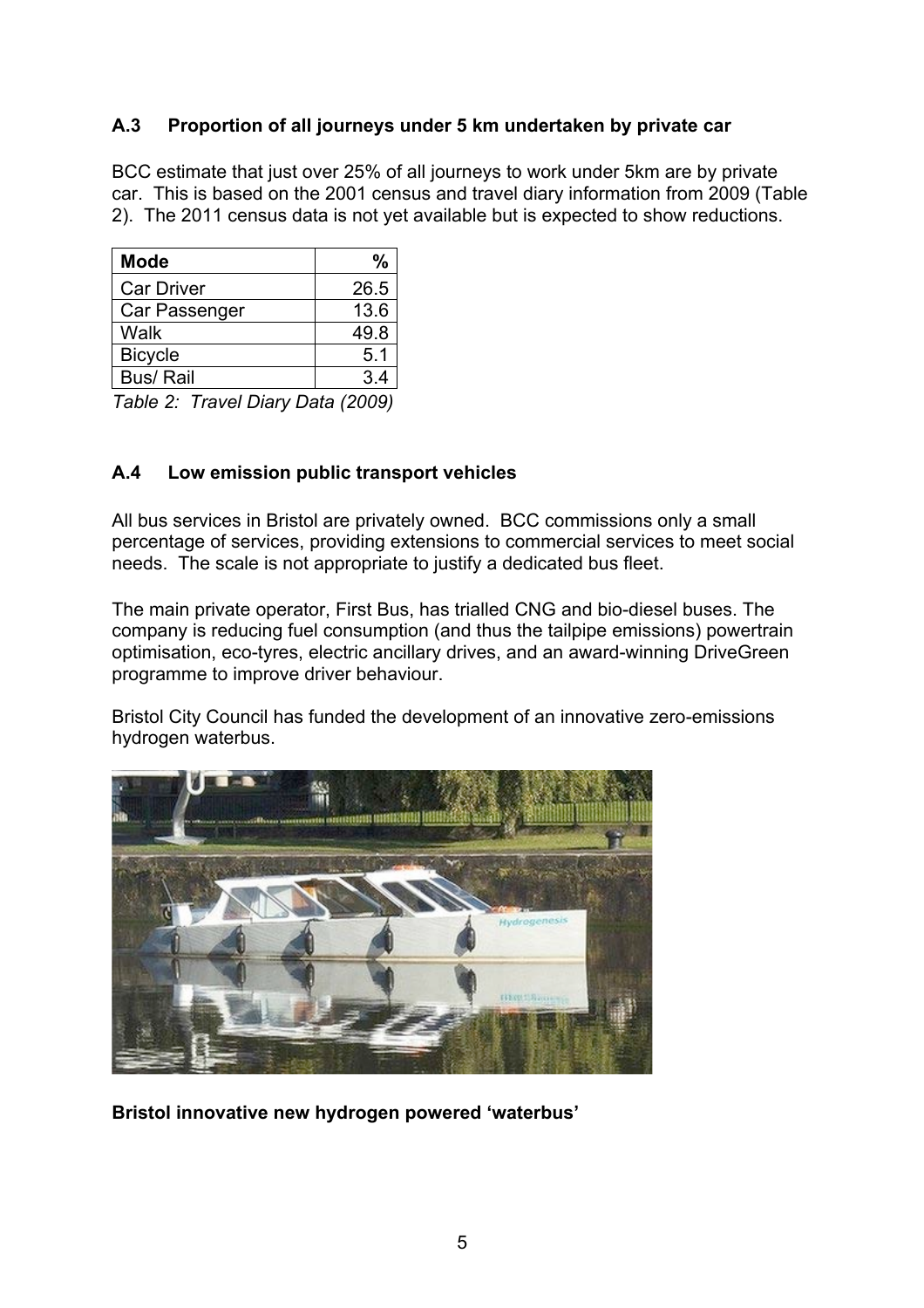### A.3 Proportion of all journeys under 5 km undertaken by private car

BCC estimate that just over 25% of all journeys to work under 5km are by private car. This is based on the 2001 census and travel diary information from 2009 (Table 2). The 2011 census data is not yet available but is expected to show reductions.

| Mode | % |
|---|---|
| Car Driver | 26.5 |
| Car Passenger | 13.6 |
| Walk | 49.8 |
| Bicycle | 5.1 |
| Bus/ Rail | 3.4 |

*Table 2: Travel Diary Data (2009)*

### A.4 Low emission public transport vehicles

All bus services in Bristol are privately owned. BCC commissions only a small percentage of services, providing extensions to commercial services to meet social needs. The scale is not appropriate to justify a dedicated bus fleet.

The main private operator, First Bus, has trialled CNG and bio-diesel buses. The company is reducing fuel consumption (and thus the tailpipe emissions) powertrain optimisation, eco-tyres, electric ancillary drives, and an award-winning DriveGreen programme to improve driver behaviour.

Bristol City Council has funded the development of an innovative zero-emissions hydrogen waterbus.

**Bristol innovative new hydrogen powered 'waterbus'**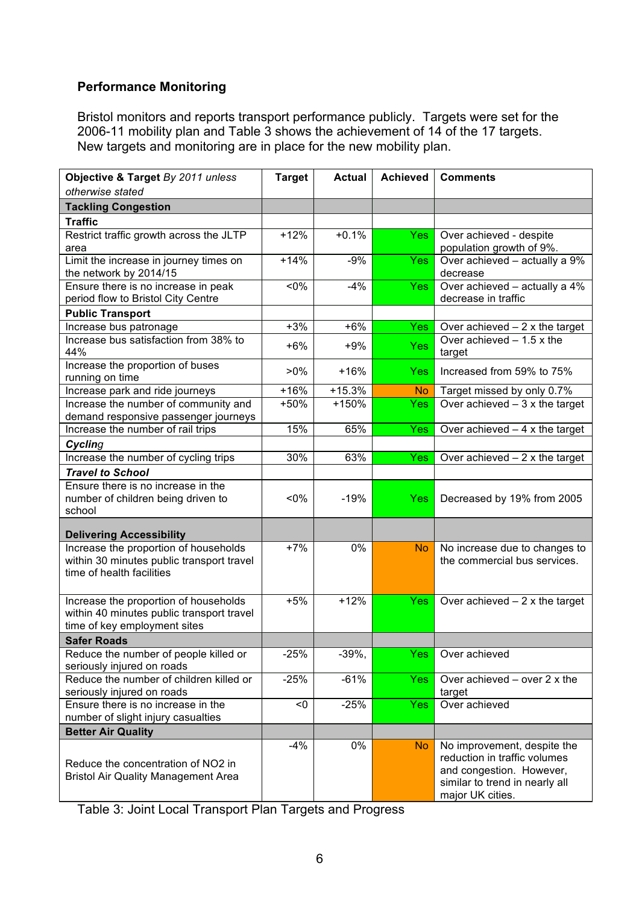### Performance Monitoring

Bristol monitors and reports transport performance publicly. Targets were set for the 2006-11 mobility plan and Table 3 shows the achievement of 14 of the 17 targets. New targets and monitoring are in place for the new mobility plan.

| **Objective & Target** *By 2011 unless otherwise stated* | **Target** | **Actual** | **Achieved** | **Comments** |
|---|---|---|---|---|
| **Tackling Congestion** | | | | |
| **Traffic** | | | | |
| Restrict traffic growth across the JLTP area | +12% | +0.1% | Yes | Over achieved - despite population growth of 9%. |
| Limit the increase in journey times on the network by 2014/15 | +14% | -9% | Yes | Over achieved – actually a 9% decrease |
| Ensure there is no increase in peak period flow to Bristol City Centre | <0% | -4% | Yes | Over achieved – actually a 4% decrease in traffic |
| **Public Transport** | | | | |
| Increase bus patronage | +3% | +6% | Yes | Over achieved – 2 x the target |
| Increase bus satisfaction from 38% to 44% | +6% | +9% | Yes | Over achieved – 1.5 x the target |
| Increase the proportion of buses running on time | >0% | +16% | Yes | Increased from 59% to 75% |
| Increase park and ride journeys | +16% | +15.3% | No | Target missed by only 0.7% |
| Increase the number of community and demand responsive passenger journeys | +50% | +150% | Yes | Over achieved – 3 x the target |
| Increase the number of rail trips | 15% | 65% | Yes | Over achieved – 4 x the target |
| ***Cycling*** | | | | |
| Increase the number of cycling trips | 30% | 63% | Yes | Over achieved – 2 x the target |
| ***Travel to School*** | | | | |
| Ensure there is no increase in the number of children being driven to school | <0% | -19% | Yes | Decreased by 19% from 2005 |
| **Delivering Accessibility** | | | | |
| Increase the proportion of households within 30 minutes public transport travel time of health facilities | +7% | 0% | No | No increase due to changes to the commercial bus services. |
| Increase the proportion of households within 40 minutes public transport travel time of key employment sites | +5% | +12% | Yes | Over achieved – 2 x the target |
| **Safer Roads** | | | | |
| Reduce the number of people killed or seriously injured on roads | -25% | -39%, | Yes | Over achieved |
| Reduce the number of children killed or seriously injured on roads | -25% | -61% | Yes | Over achieved – over 2 x the target |
| Ensure there is no increase in the number of slight injury casualties | <0 | -25% | Yes | Over achieved |
| **Better Air Quality** | | | | |
| Reduce the concentration of $NO_2$ in Bristol Air Quality Management Area | -4% | 0% | No | No improvement, despite the reduction in traffic volumes and congestion. However, similar to trend in nearly all major UK cities. |

Table 3: Joint Local Transport Plan Targets and Progress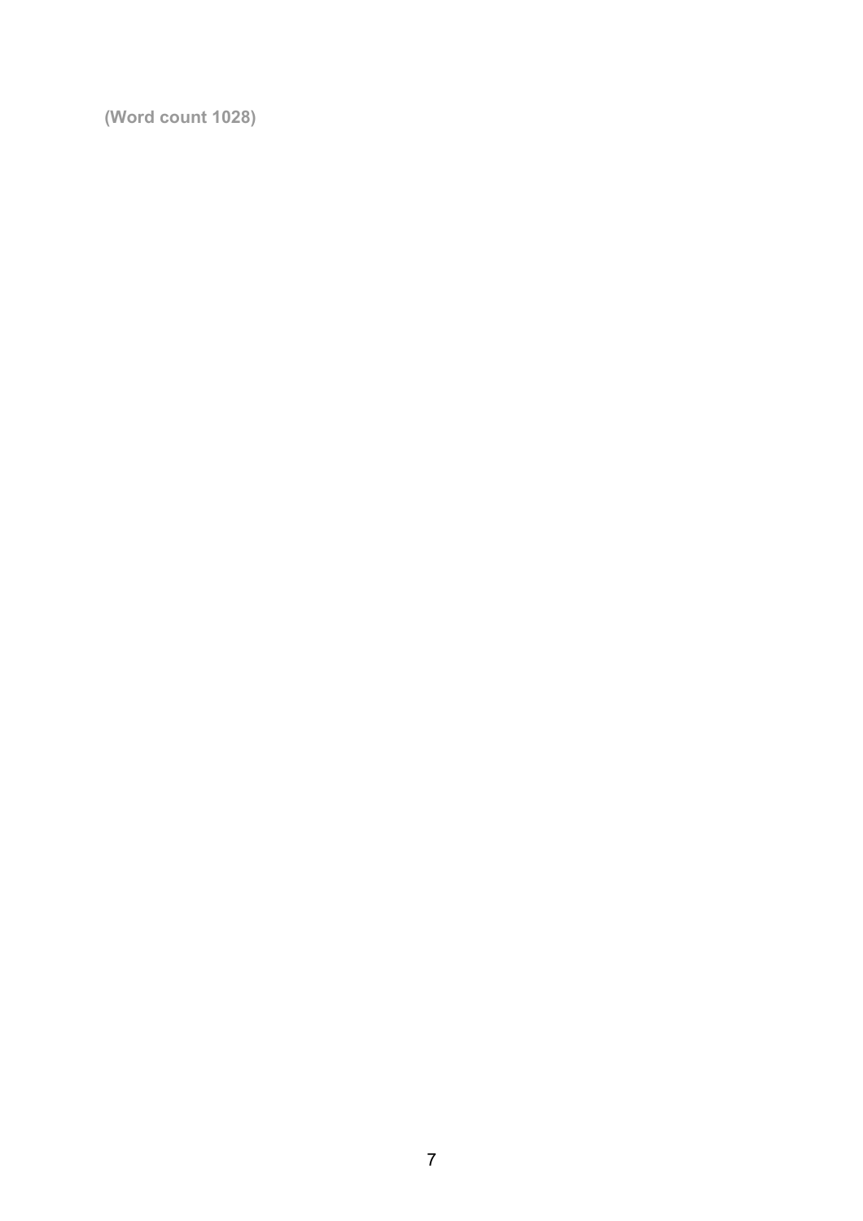**(Word count 1028)**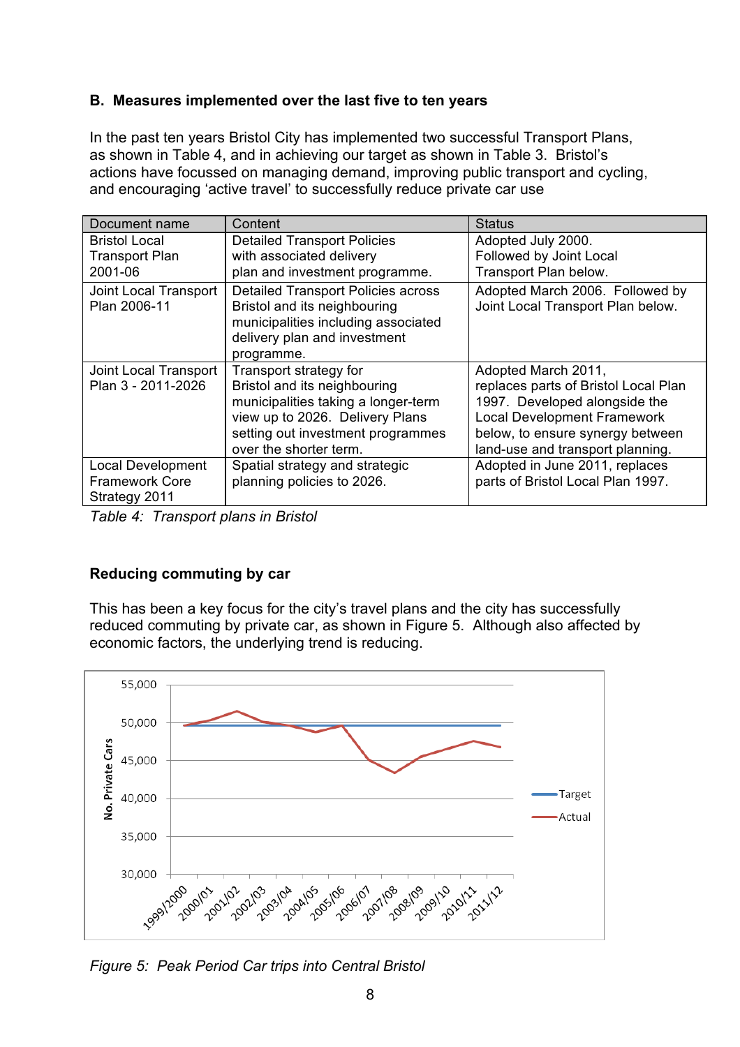**B. Measures implemented over the last five to ten years**

In the past ten years Bristol City has implemented two successful Transport Plans, as shown in Table 4, and in achieving our target as shown in Table 3. Bristol's actions have focussed on managing demand, improving public transport and cycling, and encouraging 'active travel' to successfully reduce private car use

| Document name | Content | Status |
|---|---|---|
| Bristol Local Transport Plan 2001-06 | Detailed Transport Policies with associated delivery plan and investment programme. | Adopted July 2000. Followed by Joint Local Transport Plan below. |
| Joint Local Transport Plan 2006-11 | Detailed Transport Policies across Bristol and its neighbouring municipalities including associated delivery plan and investment programme. | Adopted March 2006. Followed by Joint Local Transport Plan below. |
| Joint Local Transport Plan 3 - 2011-2026 | Transport strategy for Bristol and its neighbouring municipalities taking a longer-term view up to 2026. Delivery Plans setting out investment programmes over the shorter term. | Adopted March 2011, replaces parts of Bristol Local Plan 1997. Developed alongside the Local Development Framework below, to ensure synergy between land-use and transport planning. |
| Local Development Framework Core Strategy 2011 | Spatial strategy and strategic planning policies to 2026. | Adopted in June 2011, replaces parts of Bristol Local Plan 1997. |

*Table 4: Transport plans in Bristol*

**Reducing commuting by car**

This has been a key focus for the city's travel plans and the city has successfully reduced commuting by private car, as shown in Figure 5. Although also affected by economic factors, the underlying trend is reducing.

*Figure 5: Peak Period Car trips into Central Bristol*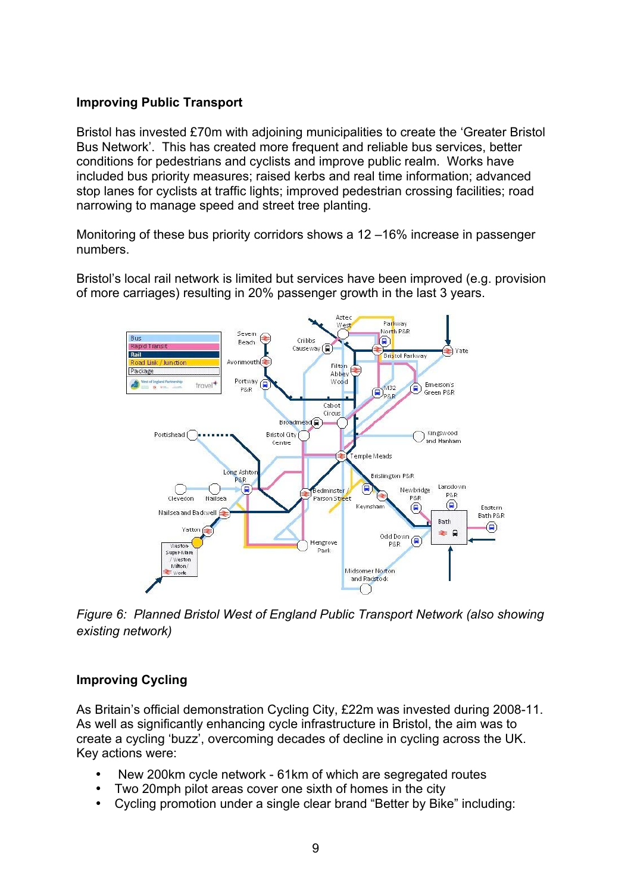### Improving Public Transport

Bristol has invested £70m with adjoining municipalities to create the 'Greater Bristol Bus Network'. This has created more frequent and reliable bus services, better conditions for pedestrians and cyclists and improve public realm. Works have included bus priority measures; raised kerbs and real time information; advanced stop lanes for cyclists at traffic lights; improved pedestrian crossing facilities; road narrowing to manage speed and street tree planting.

Monitoring of these bus priority corridors shows a 12 –16% increase in passenger numbers.

Bristol's local rail network is limited but services have been improved (e.g. provision of more carriages) resulting in 20% passenger growth in the last 3 years.

*Figure 6: Planned Bristol West of England Public Transport Network (also showing existing network)*

### Improving Cycling

As Britain's official demonstration Cycling City, £22m was invested during 2008-11. As well as significantly enhancing cycle infrastructure in Bristol, the aim was to create a cycling 'buzz', overcoming decades of decline in cycling across the UK. Key actions were:

- New 200km cycle network - 61km of which are segregated routes
- Two 20mph pilot areas cover one sixth of homes in the city
- Cycling promotion under a single clear brand "Better by Bike" including: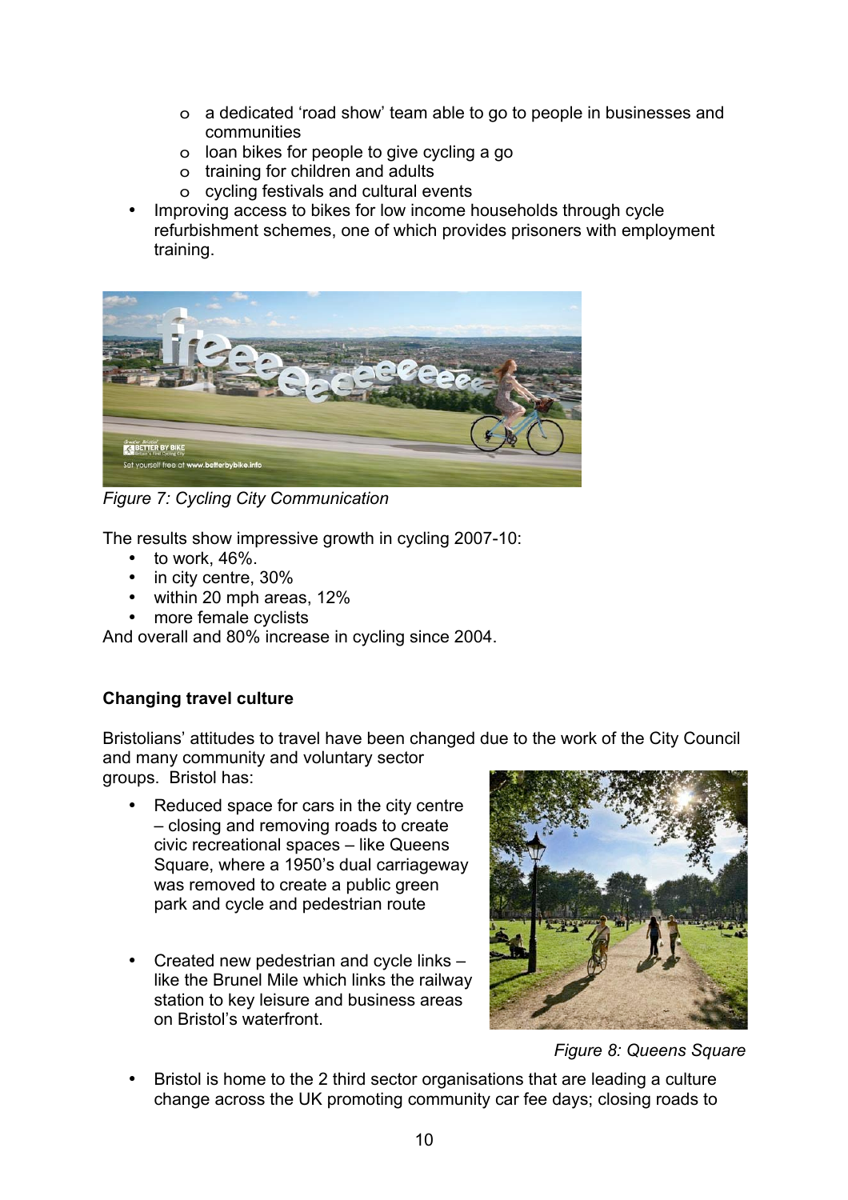- a dedicated 'road show' team able to go to people in businesses and communities
  - loan bikes for people to give cycling a go
  - training for children and adults
  - cycling festivals and cultural events
- Improving access to bikes for low income households through cycle refurbishment schemes, one of which provides prisoners with employment training.

*Figure 7: Cycling City Communication*

The results show impressive growth in cycling 2007-10:

- to work, 46%.
- in city centre, 30%
- within 20 mph areas, 12%
- more female cyclists

And overall and 80% increase in cycling since 2004.

**Changing travel culture**

Bristolians' attitudes to travel have been changed due to the work of the City Council and many community and voluntary sector groups. Bristol has:

- Reduced space for cars in the city centre – closing and removing roads to create civic recreational spaces – like Queens Square, where a 1950's dual carriageway was removed to create a public green park and cycle and pedestrian route

- Created new pedestrian and cycle links – like the Brunel Mile which links the railway station to key leisure and business areas on Bristol's waterfront.

*Figure 8: Queens Square*

- Bristol is home to the 2 third sector organisations that are leading a culture change across the UK promoting community car fee days; closing roads to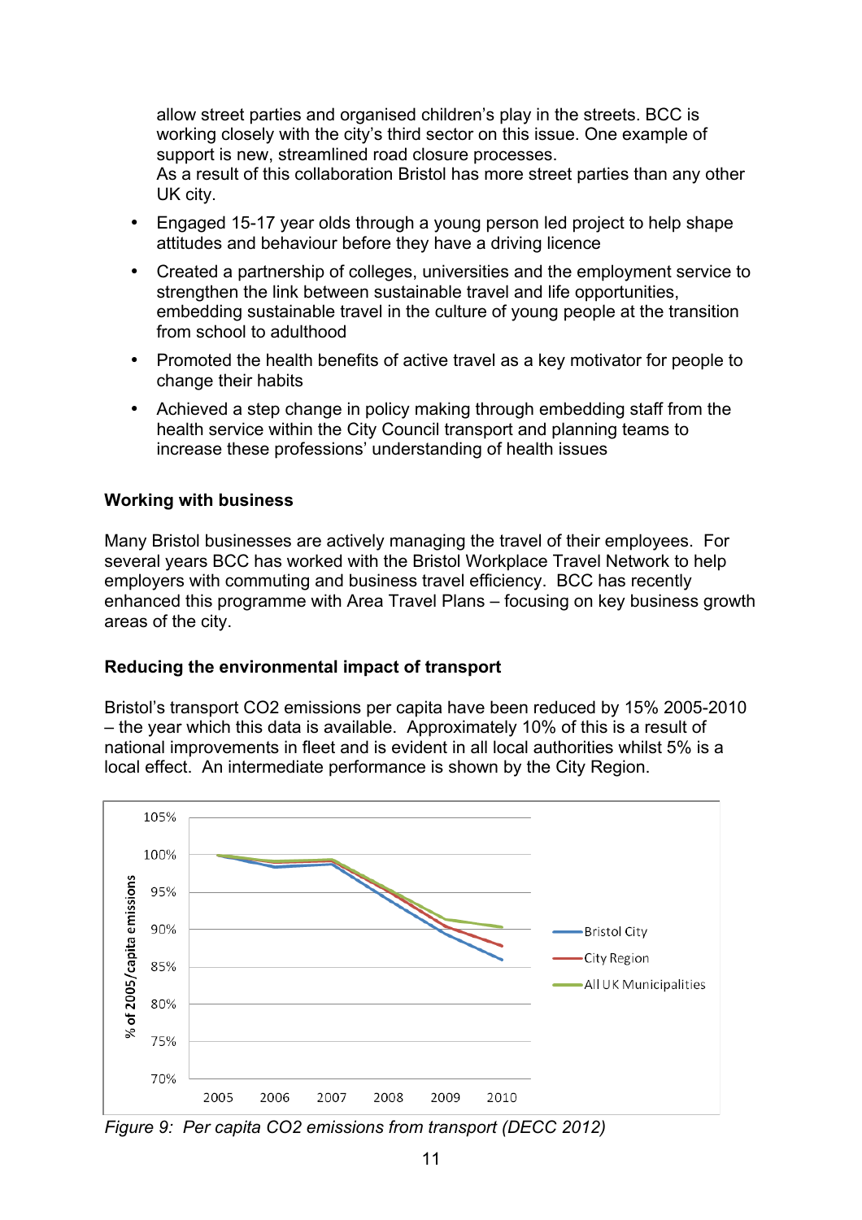allow street parties and organised children's play in the streets. BCC is working closely with the city's third sector on this issue. One example of support is new, streamlined road closure processes.
As a result of this collaboration Bristol has more street parties than any other UK city.

- Engaged 15-17 year olds through a young person led project to help shape attitudes and behaviour before they have a driving licence
- Created a partnership of colleges, universities and the employment service to strengthen the link between sustainable travel and life opportunities, embedding sustainable travel in the culture of young people at the transition from school to adulthood
- Promoted the health benefits of active travel as a key motivator for people to change their habits
- Achieved a step change in policy making through embedding staff from the health service within the City Council transport and planning teams to increase these professions' understanding of health issues

**Working with business**

Many Bristol businesses are actively managing the travel of their employees. For several years BCC has worked with the Bristol Workplace Travel Network to help employers with commuting and business travel efficiency. BCC has recently enhanced this programme with Area Travel Plans – focusing on key business growth areas of the city.

**Reducing the environmental impact of transport**

Bristol's transport $CO_2$ emissions per capita have been reduced by 15% 2005-2010 – the year which this data is available. Approximately 10% of this is a result of national improvements in fleet and is evident in all local authorities whilst 5% is a local effect. An intermediate performance is shown by the City Region.

*Figure 9: Per capita $CO_2$ emissions from transport (DECC 2012)*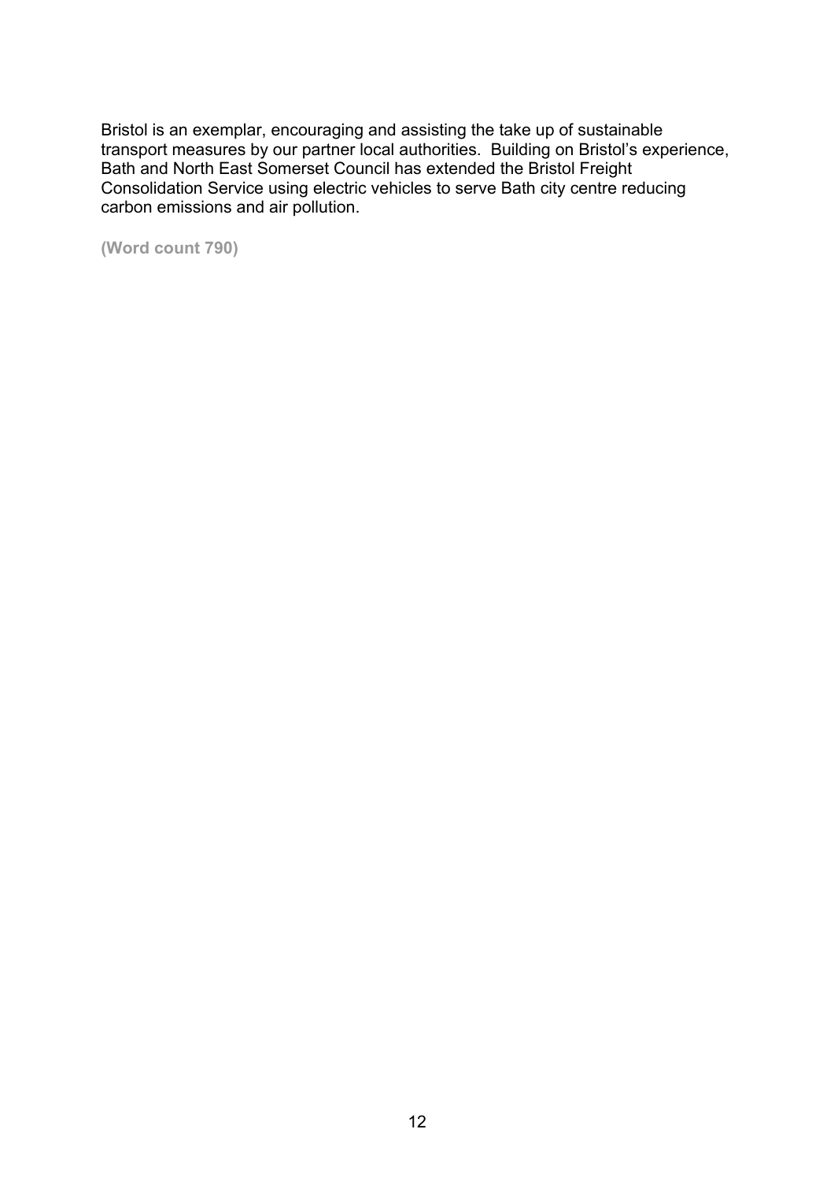Bristol is an exemplar, encouraging and assisting the take up of sustainable transport measures by our partner local authorities. Building on Bristol's experience, Bath and North East Somerset Council has extended the Bristol Freight Consolidation Service using electric vehicles to serve Bath city centre reducing carbon emissions and air pollution.

**(Word count 790)**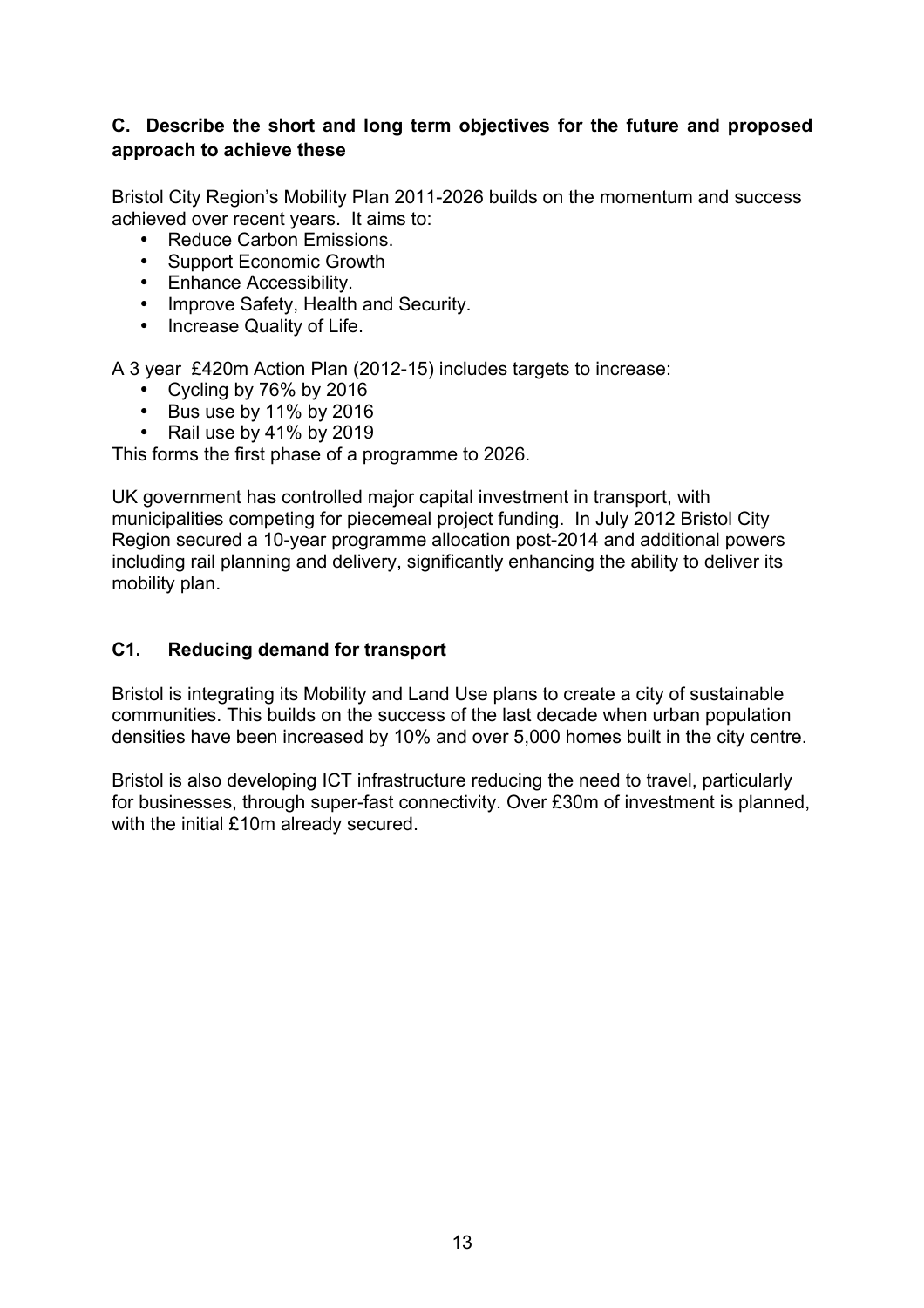## C. Describe the short and long term objectives for the future and proposed approach to achieve these

Bristol City Region's Mobility Plan 2011-2026 builds on the momentum and success achieved over recent years. It aims to:

- Reduce Carbon Emissions.
- Support Economic Growth
- Enhance Accessibility.
- Improve Safety, Health and Security.
- Increase Quality of Life.

A 3 year £420m Action Plan (2012-15) includes targets to increase:

- Cycling by 76% by 2016
- Bus use by 11% by 2016
- Rail use by 41% by 2019

This forms the first phase of a programme to 2026.

UK government has controlled major capital investment in transport, with municipalities competing for piecemeal project funding. In July 2012 Bristol City Region secured a 10-year programme allocation post-2014 and additional powers including rail planning and delivery, significantly enhancing the ability to deliver its mobility plan.

### C1. Reducing demand for transport

Bristol is integrating its Mobility and Land Use plans to create a city of sustainable communities. This builds on the success of the last decade when urban population densities have been increased by 10% and over 5,000 homes built in the city centre.

Bristol is also developing ICT infrastructure reducing the need to travel, particularly for businesses, through super-fast connectivity. Over £30m of investment is planned, with the initial £10m already secured.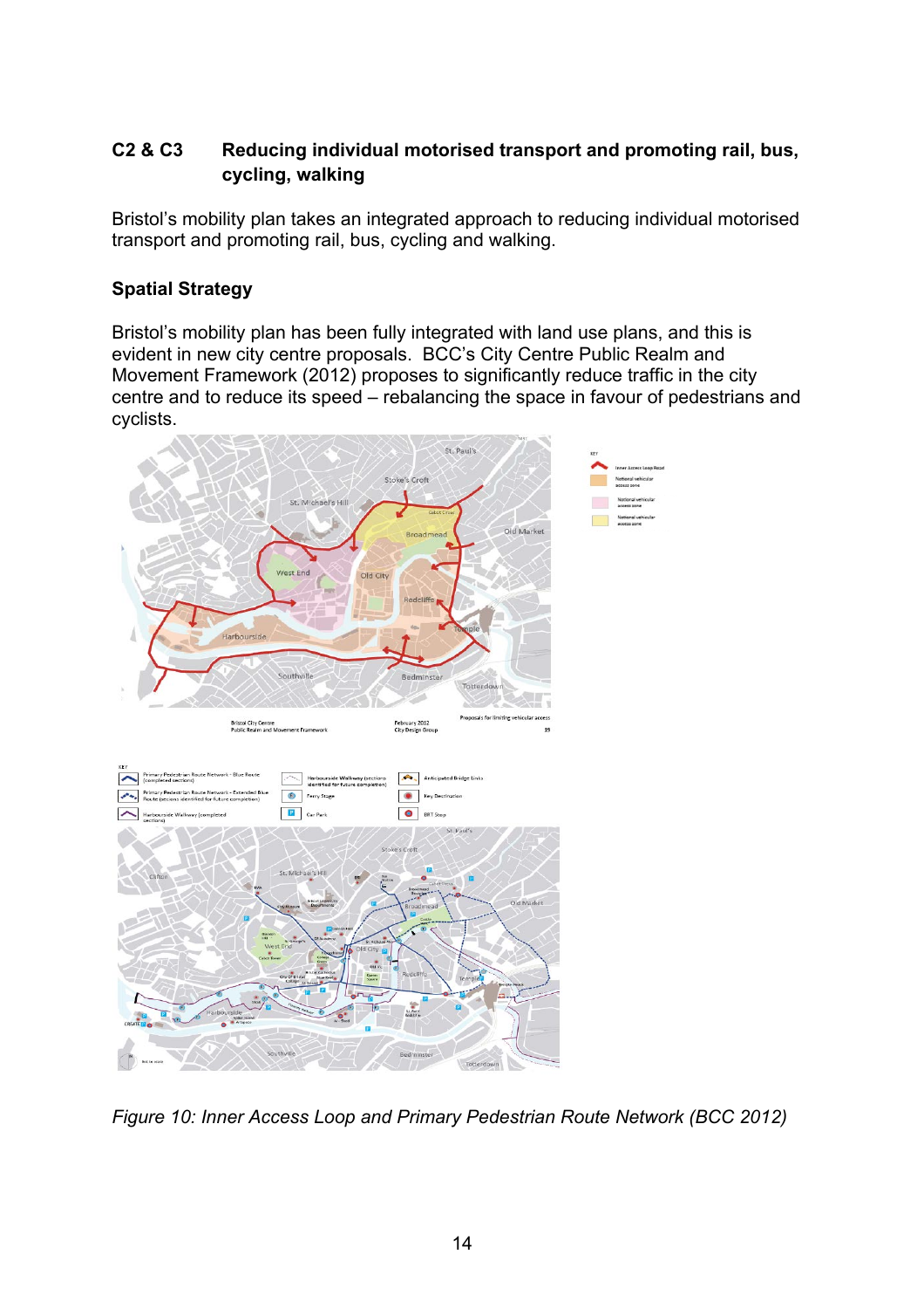## C2 & C3 Reducing individual motorised transport and promoting rail, bus, cycling, walking

Bristol's mobility plan takes an integrated approach to reducing individual motorised transport and promoting rail, bus, cycling and walking.

### Spatial Strategy

Bristol's mobility plan has been fully integrated with land use plans, and this is evident in new city centre proposals. BCC's City Centre Public Realm and Movement Framework (2012) proposes to significantly reduce traffic in the city centre and to reduce its speed – rebalancing the space in favour of pedestrians and cyclists.

*Figure 10: Inner Access Loop and Primary Pedestrian Route Network (BCC 2012)*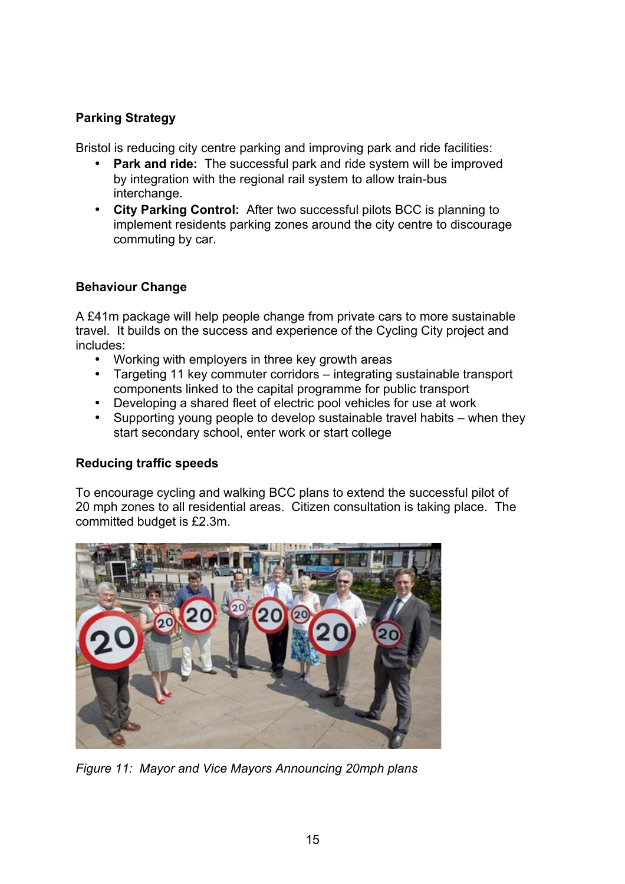**Parking Strategy**

Bristol is reducing city centre parking and improving park and ride facilities:

- **Park and ride:** The successful park and ride system will be improved by integration with the regional rail system to allow train-bus interchange.
- **City Parking Control:** After two successful pilots BCC is planning to implement residents parking zones around the city centre to discourage commuting by car.

**Behaviour Change**

A £41m package will help people change from private cars to more sustainable travel. It builds on the success and experience of the Cycling City project and includes:

- Working with employers in three key growth areas
- Targeting 11 key commuter corridors – integrating sustainable transport components linked to the capital programme for public transport
- Developing a shared fleet of electric pool vehicles for use at work
- Supporting young people to develop sustainable travel habits – when they start secondary school, enter work or start college

**Reducing traffic speeds**

To encourage cycling and walking BCC plans to extend the successful pilot of 20 mph zones to all residential areas. Citizen consultation is taking place. The committed budget is £2.3m.

*Figure 11: Mayor and Vice Mayors Announcing 20mph plans*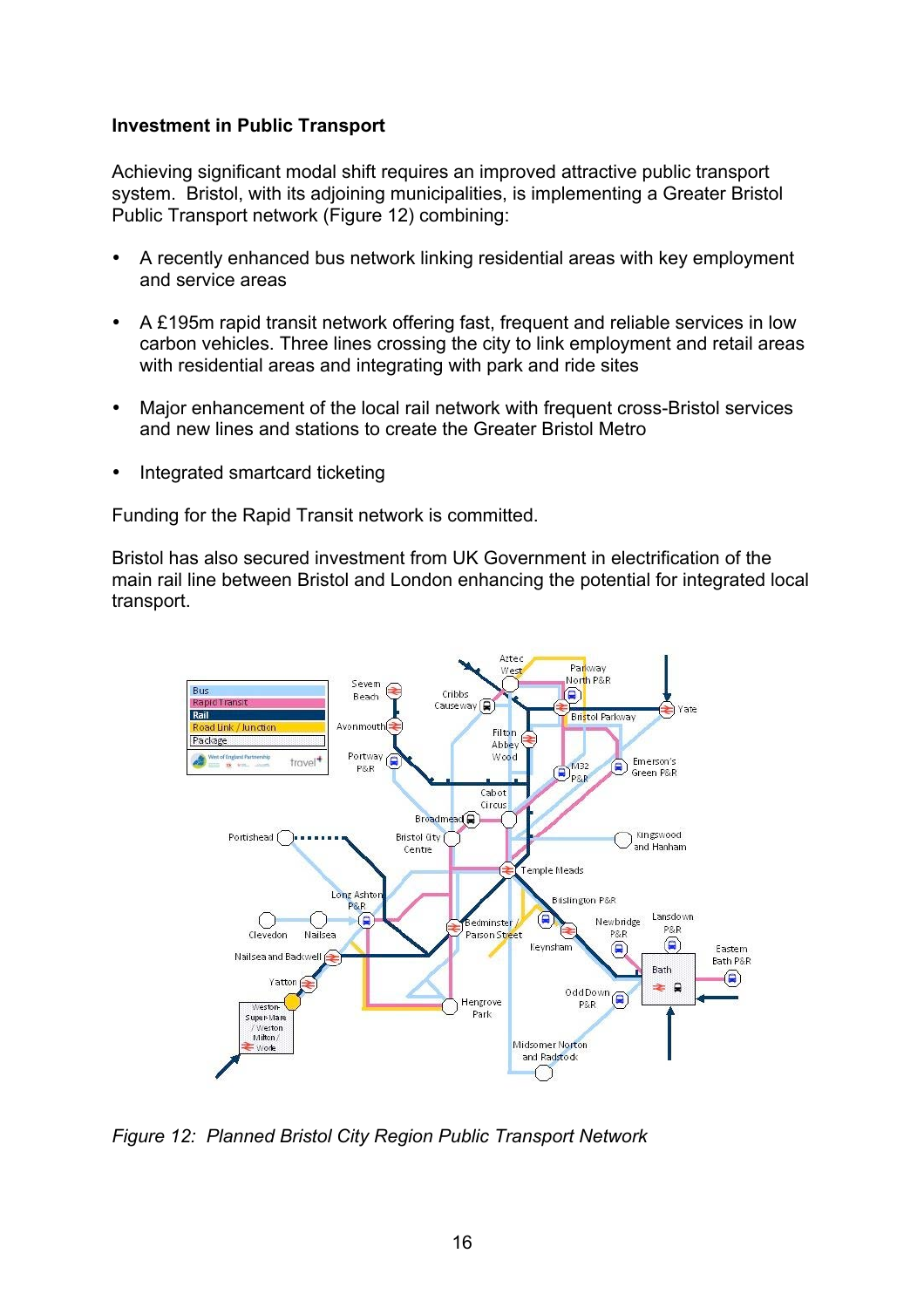**Investment in Public Transport**

Achieving significant modal shift requires an improved attractive public transport system. Bristol, with its adjoining municipalities, is implementing a Greater Bristol Public Transport network (Figure 12) combining:

- A recently enhanced bus network linking residential areas with key employment and service areas
- A £195m rapid transit network offering fast, frequent and reliable services in low carbon vehicles. Three lines crossing the city to link employment and retail areas with residential areas and integrating with park and ride sites
- Major enhancement of the local rail network with frequent cross-Bristol services and new lines and stations to create the Greater Bristol Metro
- Integrated smartcard ticketing

Funding for the Rapid Transit network is committed.

Bristol has also secured investment from UK Government in electrification of the main rail line between Bristol and London enhancing the potential for integrated local transport.

*Figure 12: Planned Bristol City Region Public Transport Network*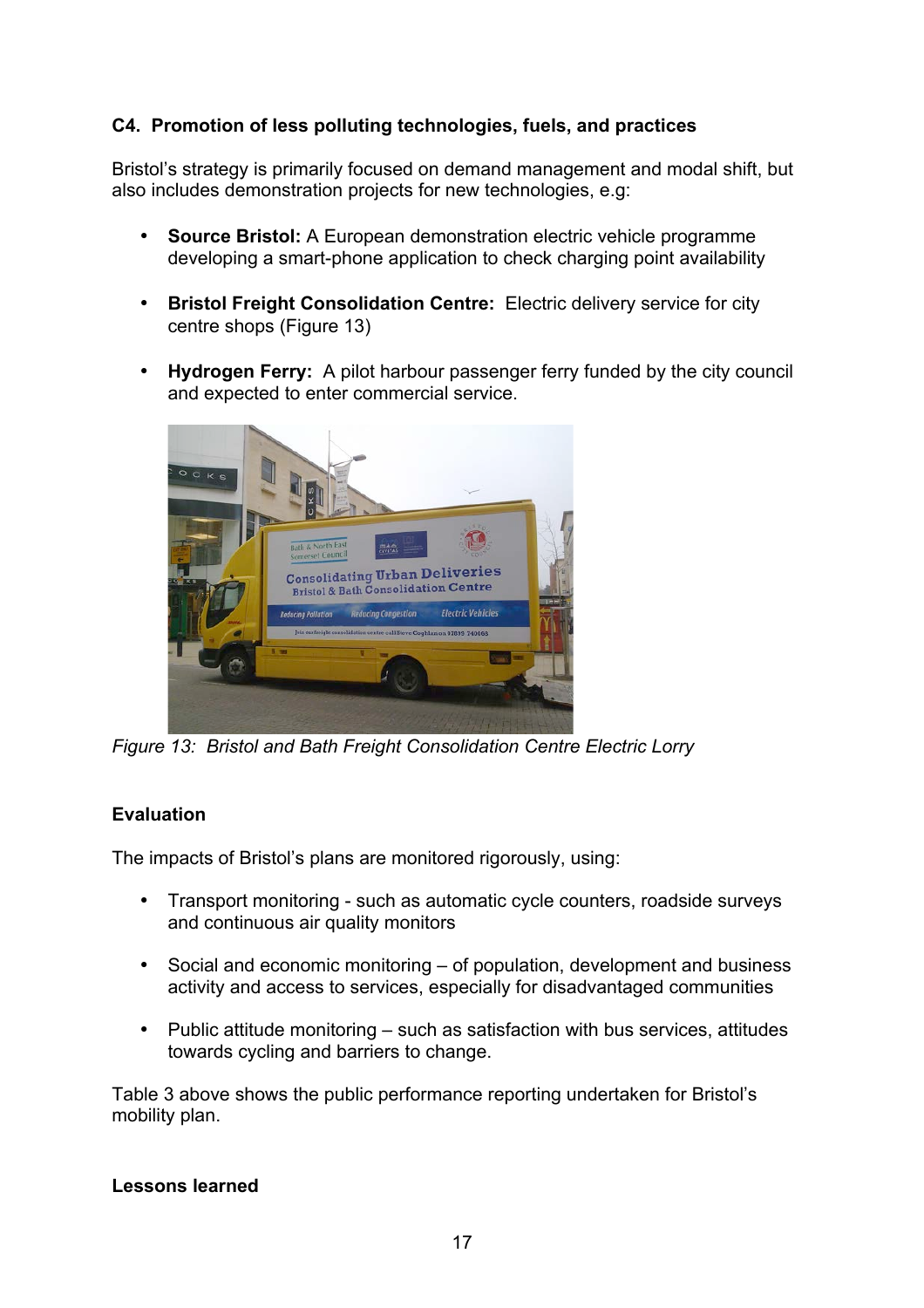### C4. Promotion of less polluting technologies, fuels, and practices

Bristol's strategy is primarily focused on demand management and modal shift, but also includes demonstration projects for new technologies, e.g:

- **Source Bristol:** A European demonstration electric vehicle programme developing a smart-phone application to check charging point availability
- **Bristol Freight Consolidation Centre:** Electric delivery service for city centre shops (Figure 13)
- **Hydrogen Ferry:** A pilot harbour passenger ferry funded by the city council and expected to enter commercial service.

*Figure 13: Bristol and Bath Freight Consolidation Centre Electric Lorry*

### Evaluation

The impacts of Bristol's plans are monitored rigorously, using:

- Transport monitoring - such as automatic cycle counters, roadside surveys and continuous air quality monitors
- Social and economic monitoring – of population, development and business activity and access to services, especially for disadvantaged communities
- Public attitude monitoring – such as satisfaction with bus services, attitudes towards cycling and barriers to change.

Table 3 above shows the public performance reporting undertaken for Bristol's mobility plan.

### Lessons learned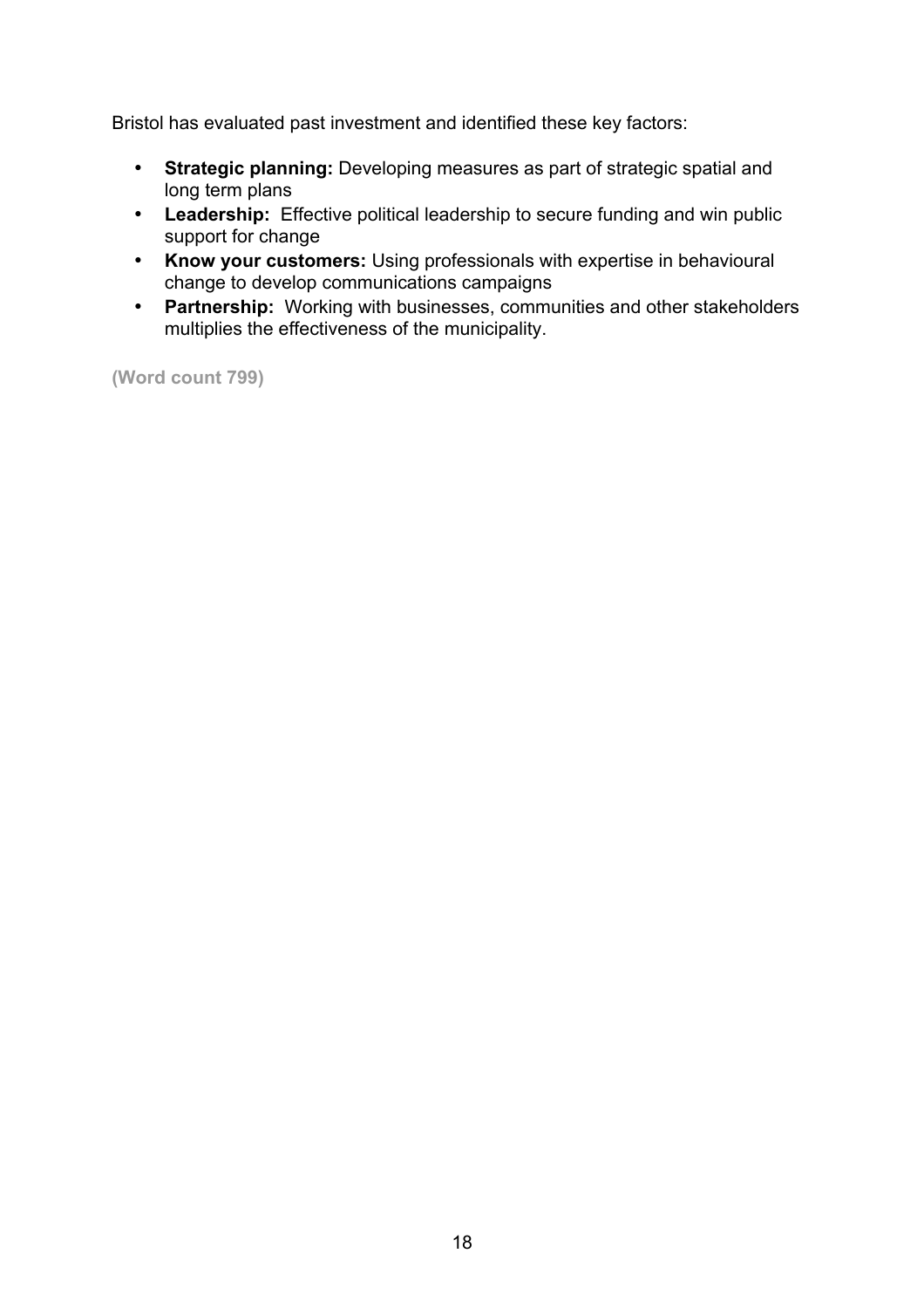Bristol has evaluated past investment and identified these key factors:

- **Strategic planning:** Developing measures as part of strategic spatial and long term plans
- **Leadership:** Effective political leadership to secure funding and win public support for change
- **Know your customers:** Using professionals with expertise in behavioural change to develop communications campaigns
- **Partnership:** Working with businesses, communities and other stakeholders multiplies the effectiveness of the municipality.

**(Word count 799)**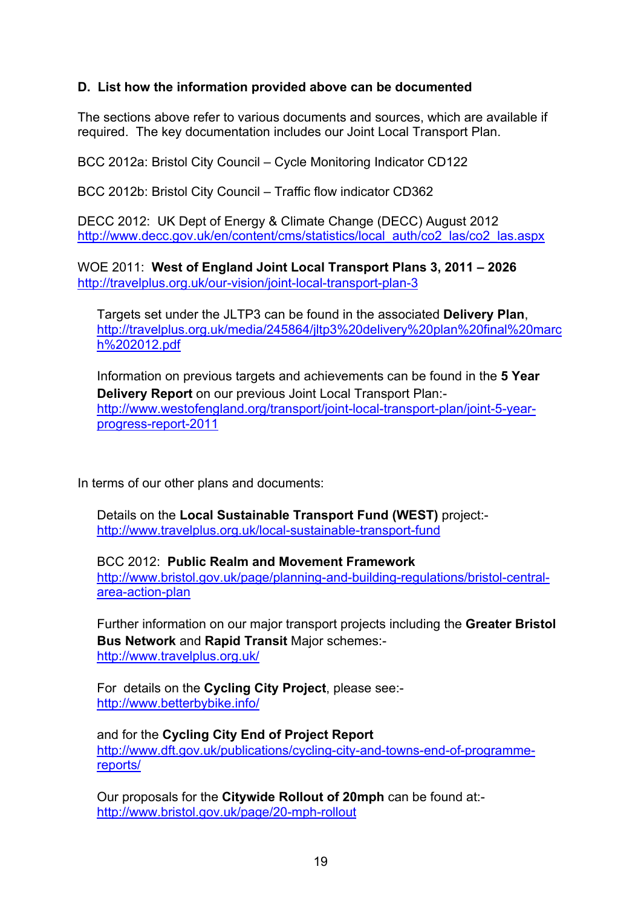**D. List how the information provided above can be documented**

The sections above refer to various documents and sources, which are available if required. The key documentation includes our Joint Local Transport Plan.

BCC 2012a: Bristol City Council – Cycle Monitoring Indicator CD122

BCC 2012b: Bristol City Council – Traffic flow indicator CD362

DECC 2012: UK Dept of Energy & Climate Change (DECC) August 2012
http://www.decc.gov.uk/en/content/cms/statistics/local_auth/co2_las/co2_las.aspx

WOE 2011: **West of England Joint Local Transport Plans 3, 2011 – 2026**
http://travelplus.org.uk/our-vision/joint-local-transport-plan-3

Targets set under the JLTP3 can be found in the associated **Delivery Plan**,
http://travelplus.org.uk/media/245864/jltp3%20delivery%20plan%20final%20march%202012.pdf

Information on previous targets and achievements can be found in the **5 Year Delivery Report** on our previous Joint Local Transport Plan:-
http://www.westofengland.org/transport/joint-local-transport-plan/joint-5-year-progress-report-2011

In terms of our other plans and documents:

Details on the **Local Sustainable Transport Fund (WEST)** project:-
http://www.travelplus.org.uk/local-sustainable-transport-fund

BCC 2012: **Public Realm and Movement Framework**
http://www.bristol.gov.uk/page/planning-and-building-regulations/bristol-central-area-action-plan

Further information on our major transport projects including the **Greater Bristol Bus Network** and **Rapid Transit** Major schemes:-
http://www.travelplus.org.uk/

For details on the **Cycling City Project**, please see:-
http://www.betterbybike.info/

and for the **Cycling City End of Project Report**
http://www.dft.gov.uk/publications/cycling-city-and-towns-end-of-programme-reports/

Our proposals for the **Citywide Rollout of 20mph** can be found at:-
http://www.bristol.gov.uk/page/20-mph-rollout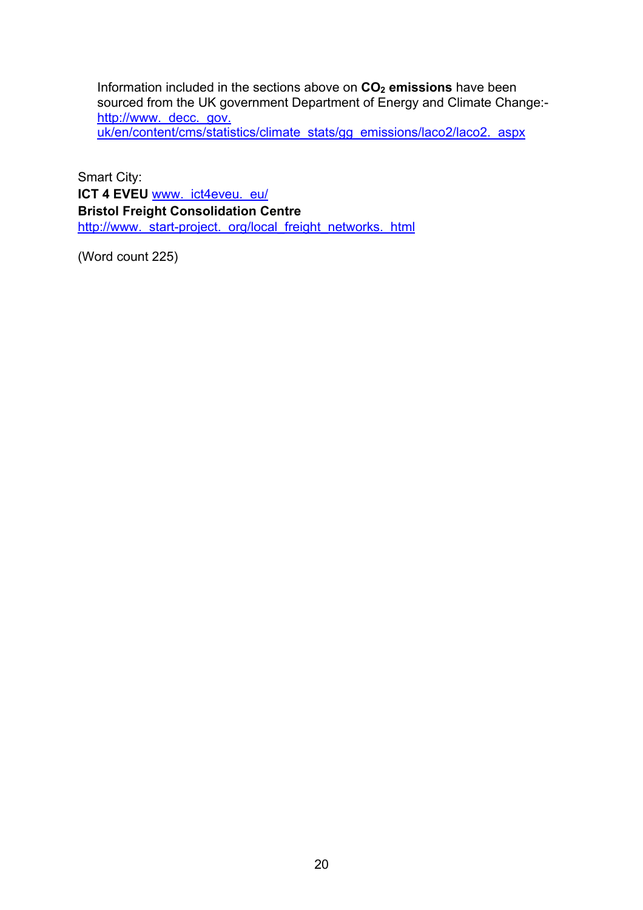Information included in the sections above on **$CO_2$ emissions** have been sourced from the UK government Department of Energy and Climate Change:- http://www. decc. gov. uk/en/content/cms/statistics/climate_stats/gg_emissions/laco2/laco2. aspx

Smart City:
**ICT 4 EVEU** www. ict4eveu. eu/
**Bristol Freight Consolidation Centre**
http://www. start-project. org/local_freight_networks. html

(Word count 225)